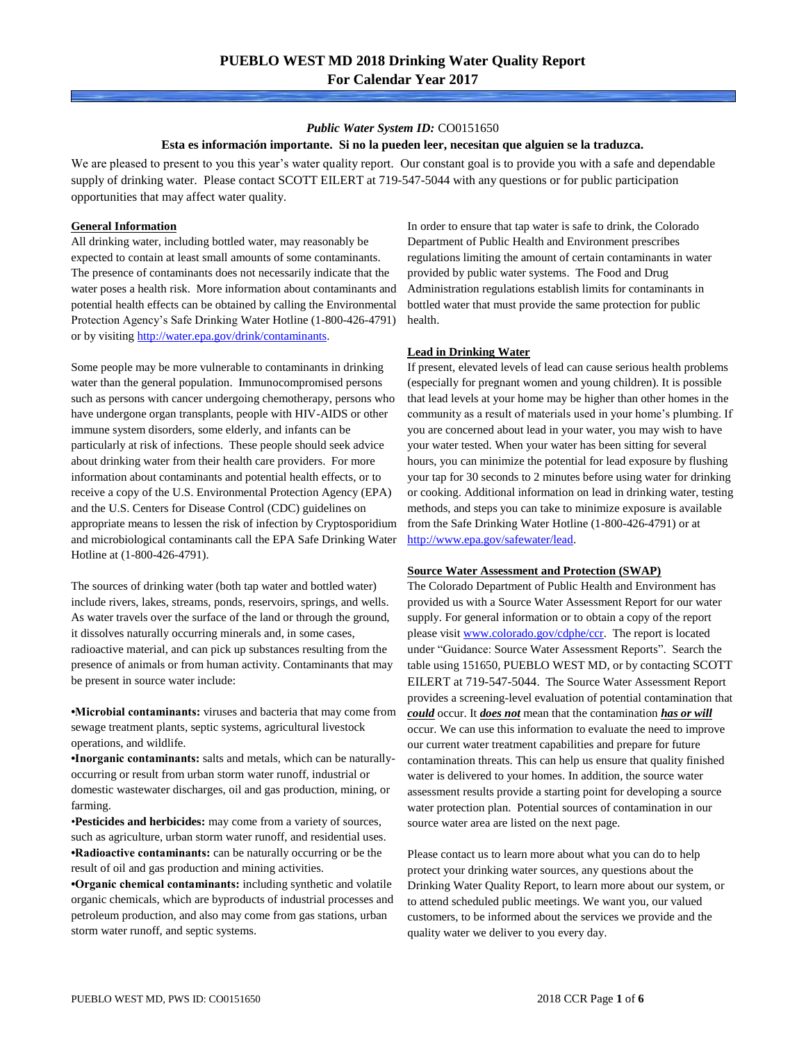# PUEBLO WEST MD 2018 Drinking Water Quality Report
## For Calendar Year 2017

***Public Water System ID:*** CO0151650

**Esta es información importante. Si no la pueden leer, necesitan que alguien se la traduzca.**

We are pleased to present to you this year's water quality report. Our constant goal is to provide you with a safe and dependable supply of drinking water. Please contact SCOTT EILERT at 719-547-5044 with any questions or for public participation opportunities that may affect water quality.

### General Information

All drinking water, including bottled water, may reasonably be expected to contain at least small amounts of some contaminants. The presence of contaminants does not necessarily indicate that the water poses a health risk. More information about contaminants and potential health effects can be obtained by calling the Environmental Protection Agency's Safe Drinking Water Hotline (1-800-426-4791) or by visiting http://water.epa.gov/drink/contaminants.

Some people may be more vulnerable to contaminants in drinking water than the general population. Immunocompromised persons such as persons with cancer undergoing chemotherapy, persons who have undergone organ transplants, people with HIV-AIDS or other immune system disorders, some elderly, and infants can be particularly at risk of infections. These people should seek advice about drinking water from their health care providers. For more information about contaminants and potential health effects, or to receive a copy of the U.S. Environmental Protection Agency (EPA) and the U.S. Centers for Disease Control (CDC) guidelines on appropriate means to lessen the risk of infection by Cryptosporidium and microbiological contaminants call the EPA Safe Drinking Water Hotline at (1-800-426-4791).

The sources of drinking water (both tap water and bottled water) include rivers, lakes, streams, ponds, reservoirs, springs, and wells. As water travels over the surface of the land or through the ground, it dissolves naturally occurring minerals and, in some cases, radioactive material, and can pick up substances resulting from the presence of animals or from human activity. Contaminants that may be present in source water include:

- **Microbial contaminants:** viruses and bacteria that may come from sewage treatment plants, septic systems, agricultural livestock operations, and wildlife.
- **Inorganic contaminants:** salts and metals, which can be naturally-occurring or result from urban storm water runoff, industrial or domestic wastewater discharges, oil and gas production, mining, or farming.
- **Pesticides and herbicides:** may come from a variety of sources, such as agriculture, urban storm water runoff, and residential uses.
- **Radioactive contaminants:** can be naturally occurring or be the result of oil and gas production and mining activities.
- **Organic chemical contaminants:** including synthetic and volatile organic chemicals, which are byproducts of industrial processes and petroleum production, and also may come from gas stations, urban storm water runoff, and septic systems.

In order to ensure that tap water is safe to drink, the Colorado Department of Public Health and Environment prescribes regulations limiting the amount of certain contaminants in water provided by public water systems. The Food and Drug Administration regulations establish limits for contaminants in bottled water that must provide the same protection for public health.

### Lead in Drinking Water

If present, elevated levels of lead can cause serious health problems (especially for pregnant women and young children). It is possible that lead levels at your home may be higher than other homes in the community as a result of materials used in your home's plumbing. If you are concerned about lead in your water, you may wish to have your water tested. When your water has been sitting for several hours, you can minimize the potential for lead exposure by flushing your tap for 30 seconds to 2 minutes before using water for drinking or cooking. Additional information on lead in drinking water, testing methods, and steps you can take to minimize exposure is available from the Safe Drinking Water Hotline (1-800-426-4791) or at http://www.epa.gov/safewater/lead.

### Source Water Assessment and Protection (SWAP)

The Colorado Department of Public Health and Environment has provided us with a Source Water Assessment Report for our water supply. For general information or to obtain a copy of the report please visit www.colorado.gov/cdphe/ccr. The report is located under "Guidance: Source Water Assessment Reports". Search the table using 151650, PUEBLO WEST MD, or by contacting SCOTT EILERT at 719-547-5044. The Source Water Assessment Report provides a screening-level evaluation of potential contamination that ***could*** occur. It ***does not*** mean that the contamination ***has or will*** occur. We can use this information to evaluate the need to improve our current water treatment capabilities and prepare for future contamination threats. This can help us ensure that quality finished water is delivered to your homes. In addition, the source water assessment results provide a starting point for developing a source water protection plan. Potential sources of contamination in our source water area are listed on the next page.

Please contact us to learn more about what you can do to help protect your drinking water sources, any questions about the Drinking Water Quality Report, to learn more about our system, or to attend scheduled public meetings. We want you, our valued customers, to be informed about the services we provide and the quality water we deliver to you every day.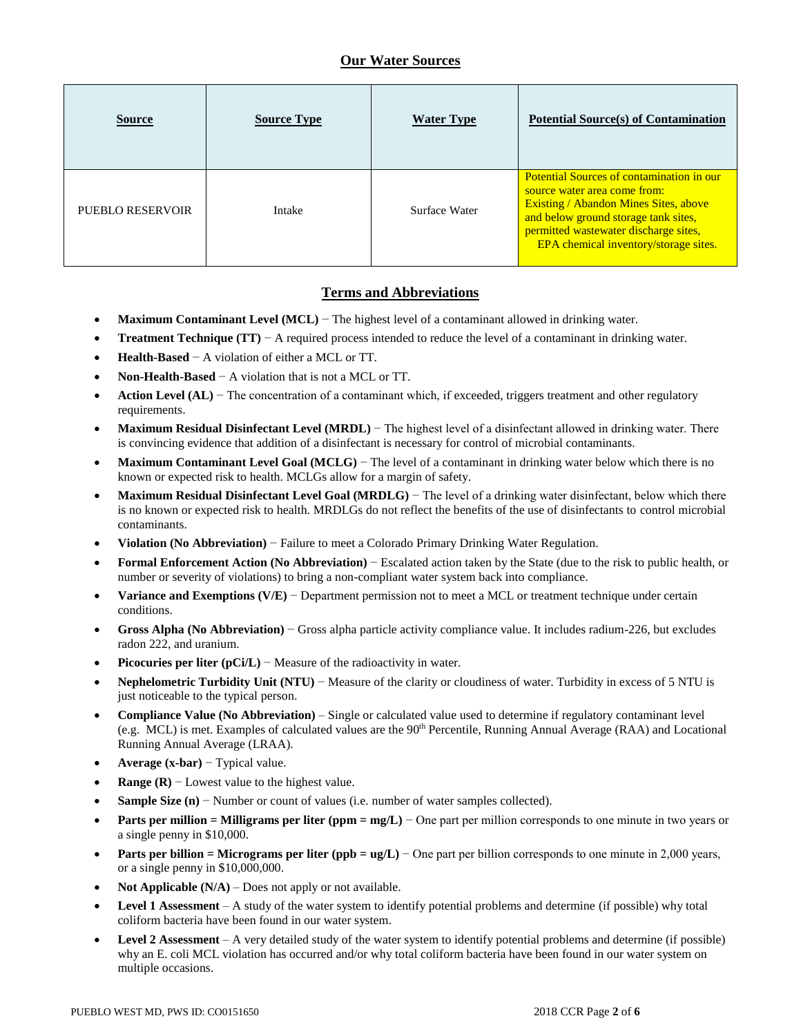## Our Water Sources

| Source | Source Type | Water Type | Potential Source(s) of Contamination |
|---|---|---|---|
| PUEBLO RESERVOIR | Intake | Surface Water | Potential Sources of contamination in our source water area come from: Existing / Abandon Mines Sites, above and below ground storage tank sites, permitted wastewater discharge sites, EPA chemical inventory/storage sites. |

## Terms and Abbreviations

- **Maximum Contaminant Level (MCL)** − The highest level of a contaminant allowed in drinking water.
- **Treatment Technique (TT)** − A required process intended to reduce the level of a contaminant in drinking water.
- **Health-Based** − A violation of either a MCL or TT.
- **Non-Health-Based** − A violation that is not a MCL or TT.
- **Action Level (AL)** − The concentration of a contaminant which, if exceeded, triggers treatment and other regulatory requirements.
- **Maximum Residual Disinfectant Level (MRDL)** − The highest level of a disinfectant allowed in drinking water. There is convincing evidence that addition of a disinfectant is necessary for control of microbial contaminants.
- **Maximum Contaminant Level Goal (MCLG)** − The level of a contaminant in drinking water below which there is no known or expected risk to health. MCLGs allow for a margin of safety.
- **Maximum Residual Disinfectant Level Goal (MRDLG)** − The level of a drinking water disinfectant, below which there is no known or expected risk to health. MRDLGs do not reflect the benefits of the use of disinfectants to control microbial contaminants.
- **Violation (No Abbreviation)** − Failure to meet a Colorado Primary Drinking Water Regulation.
- **Formal Enforcement Action (No Abbreviation)** − Escalated action taken by the State (due to the risk to public health, or number or severity of violations) to bring a non-compliant water system back into compliance.
- **Variance and Exemptions (V/E)** − Department permission not to meet a MCL or treatment technique under certain conditions.
- **Gross Alpha (No Abbreviation)** − Gross alpha particle activity compliance value. It includes radium-226, but excludes radon 222, and uranium.
- **Picocuries per liter (pCi/L)** − Measure of the radioactivity in water.
- **Nephelometric Turbidity Unit (NTU)** − Measure of the clarity or cloudiness of water. Turbidity in excess of 5 NTU is just noticeable to the typical person.
- **Compliance Value (No Abbreviation)** – Single or calculated value used to determine if regulatory contaminant level (e.g. MCL) is met. Examples of calculated values are the 90th Percentile, Running Annual Average (RAA) and Locational Running Annual Average (LRAA).
- **Average (x-bar)** − Typical value.
- **Range (R)** − Lowest value to the highest value.
- **Sample Size (n)** − Number or count of values (i.e. number of water samples collected).
- **Parts per million = Milligrams per liter (ppm = mg/L)** − One part per million corresponds to one minute in two years or a single penny in $10,000.
- **Parts per billion = Micrograms per liter (ppb = ug/L)** − One part per billion corresponds to one minute in 2,000 years, or a single penny in $10,000,000.
- **Not Applicable (N/A)** – Does not apply or not available.
- **Level 1 Assessment** – A study of the water system to identify potential problems and determine (if possible) why total coliform bacteria have been found in our water system.
- **Level 2 Assessment** – A very detailed study of the water system to identify potential problems and determine (if possible) why an E. coli MCL violation has occurred and/or why total coliform bacteria have been found in our water system on multiple occasions.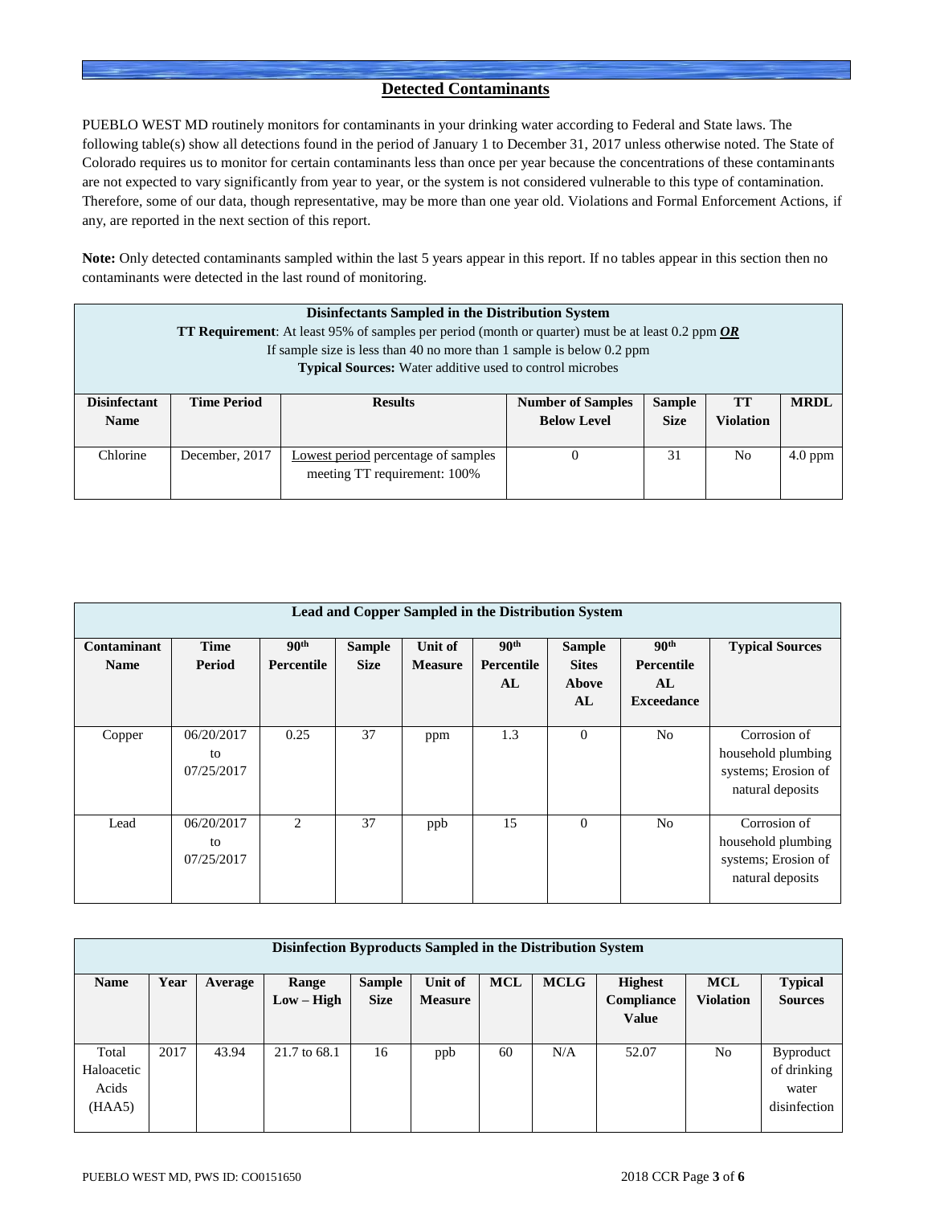## Detected Contaminants

PUEBLO WEST MD routinely monitors for contaminants in your drinking water according to Federal and State laws. The following table(s) show all detections found in the period of January 1 to December 31, 2017 unless otherwise noted. The State of Colorado requires us to monitor for certain contaminants less than once per year because the concentrations of these contaminants are not expected to vary significantly from year to year, or the system is not considered vulnerable to this type of contamination. Therefore, some of our data, though representative, may be more than one year old. Violations and Formal Enforcement Actions, if any, are reported in the next section of this report.

**Note:** Only detected contaminants sampled within the last 5 years appear in this report. If no tables appear in this section then no contaminants were detected in the last round of monitoring.

**Disinfectants Sampled in the Distribution System**

**TT Requirement**: At least 95% of samples per period (month or quarter) must be at least 0.2 ppm ***OR***
If sample size is less than 40 no more than 1 sample is below 0.2 ppm

**Typical Sources:** Water additive used to control microbes

| Disinfectant Name | Time Period | Results | Number of Samples Below Level | Sample Size | TT Violation | MRDL |
|---|---|---|---|---|---|---|
| Chlorine | December, 2017 | Lowest period percentage of samples meeting TT requirement: 100% | 0 | 31 | No | 4.0 ppm |

**Lead and Copper Sampled in the Distribution System**

| Contaminant Name | Time Period | 90th Percentile | Sample Size | Unit of Measure | 90th Percentile AL | Sample Sites Above AL | 90th Percentile AL Exceedance | Typical Sources |
|---|---|---|---|---|---|---|---|---|
| Copper | 06/20/2017 to 07/25/2017 | 0.25 | 37 | ppm | 1.3 | 0 | No | Corrosion of household plumbing systems; Erosion of natural deposits |
| Lead | 06/20/2017 to 07/25/2017 | 2 | 37 | ppb | 15 | 0 | No | Corrosion of household plumbing systems; Erosion of natural deposits |

**Disinfection Byproducts Sampled in the Distribution System**

| Name | Year | Average | Range Low – High | Sample Size | Unit of Measure | MCL | MCLG | Highest Compliance Value | MCL Violation | Typical Sources |
|---|---|---|---|---|---|---|---|---|---|---|
| Total Haloacetic Acids (HAA5) | 2017 | 43.94 | 21.7 to 68.1 | 16 | ppb | 60 | N/A | 52.07 | No | Byproduct of drinking water disinfection |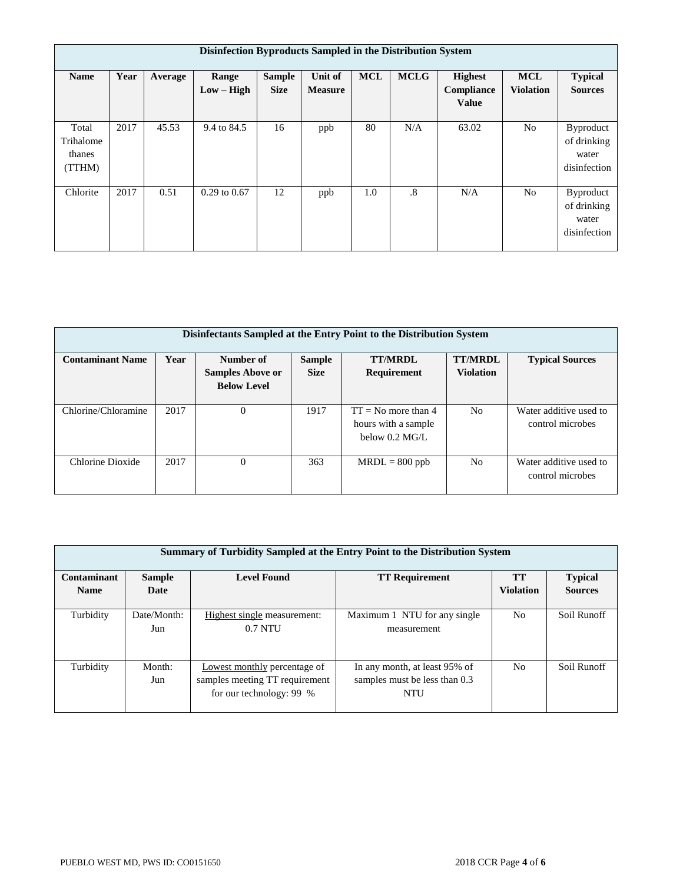| Disinfection Byproducts Sampled in the Distribution System | | | | | | | | | | |
|---|---|---|---|---|---|---|---|---|---|---|
| **Name** | **Year** | **Average** | **Range Low – High** | **Sample Size** | **Unit of Measure** | **MCL** | **MCLG** | **Highest Compliance Value** | **MCL Violation** | **Typical Sources** |
| Total Trihalomethanes (TTHM) | 2017 | 45.53 | 9.4 to 84.5 | 16 | ppb | 80 | N/A | 63.02 | No | Byproduct of drinking water disinfection |
| Chlorite | 2017 | 0.51 | 0.29 to 0.67 | 12 | ppb | 1.0 | .8 | N/A | No | Byproduct of drinking water disinfection |

| Disinfectants Sampled at the Entry Point to the Distribution System | | | | | | |
|---|---|---|---|---|---|---|
| **Contaminant Name** | **Year** | **Number of Samples Above or Below Level** | **Sample Size** | **TT/MRDL Requirement** | **TT/MRDL Violation** | **Typical Sources** |
| Chlorine/Chloramine | 2017 | 0 | 1917 | TT = No more than 4 hours with a sample below 0.2 MG/L | No | Water additive used to control microbes |
| Chlorine Dioxide | 2017 | 0 | 363 | MRDL = 800 ppb | No | Water additive used to control microbes |

| Summary of Turbidity Sampled at the Entry Point to the Distribution System | | | | | |
|---|---|---|---|---|---|
| **Contaminant Name** | **Sample Date** | **Level Found** | **TT Requirement** | **TT Violation** | **Typical Sources** |
| Turbidity | Date/Month: Jun | Highest single measurement: 0.7 NTU | Maximum 1 NTU for any single measurement | No | Soil Runoff |
| Turbidity | Month: Jun | Lowest monthly percentage of samples meeting TT requirement for our technology: 99 % | In any month, at least 95% of samples must be less than 0.3 NTU | No | Soil Runoff |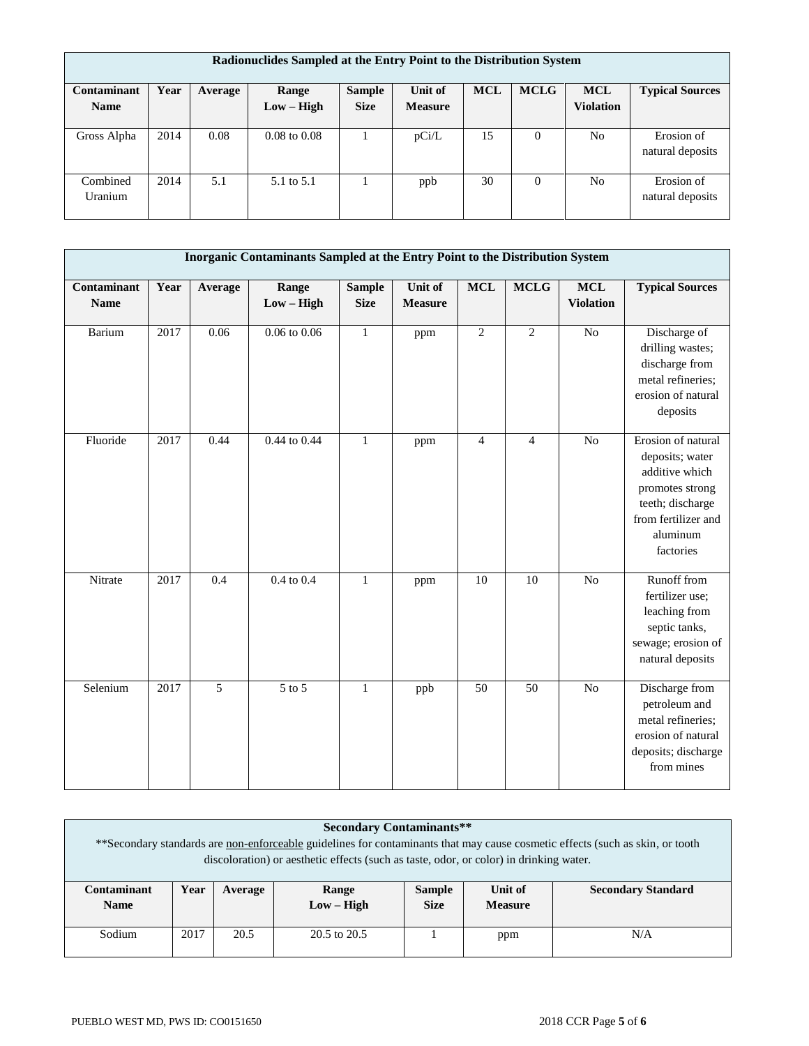| Radionuclides Sampled at the Entry Point to the Distribution System | | | | | | | | | |
|---|---|---|---|---|---|---|---|---|---|
| **Contaminant Name** | **Year** | **Average** | **Range Low – High** | **Sample Size** | **Unit of Measure** | **MCL** | **MCLG** | **MCL Violation** | **Typical Sources** |
| Gross Alpha | 2014 | 0.08 | 0.08 to 0.08 | 1 | pCi/L | 15 | 0 | No | Erosion of natural deposits |
| Combined Uranium | 2014 | 5.1 | 5.1 to 5.1 | 1 | ppb | 30 | 0 | No | Erosion of natural deposits |

| Inorganic Contaminants Sampled at the Entry Point to the Distribution System | | | | | | | | | |
|---|---|---|---|---|---|---|---|---|---|
| **Contaminant Name** | **Year** | **Average** | **Range Low – High** | **Sample Size** | **Unit of Measure** | **MCL** | **MCLG** | **MCL Violation** | **Typical Sources** |
| Barium | 2017 | 0.06 | 0.06 to 0.06 | 1 | ppm | 2 | 2 | No | Discharge of drilling wastes; discharge from metal refineries; erosion of natural deposits |
| Fluoride | 2017 | 0.44 | 0.44 to 0.44 | 1 | ppm | 4 | 4 | No | Erosion of natural deposits; water additive which promotes strong teeth; discharge from fertilizer and aluminum factories |
| Nitrate | 2017 | 0.4 | 0.4 to 0.4 | 1 | ppm | 10 | 10 | No | Runoff from fertilizer use; leaching from septic tanks, sewage; erosion of natural deposits |
| Selenium | 2017 | 5 | 5 to 5 | 1 | ppb | 50 | 50 | No | Discharge from petroleum and metal refineries; erosion of natural deposits; discharge from mines |

| **Secondary Contaminants**** **Secondary standards are non-enforceable guidelines for contaminants that may cause cosmetic effects (such as skin, or tooth discoloration) or aesthetic effects (such as taste, odor, or color) in drinking water. | | | | | | |
|---|---|---|---|---|---|---|
| **Contaminant Name** | **Year** | **Average** | **Range Low – High** | **Sample Size** | **Unit of Measure** | **Secondary Standard** |
| Sodium | 2017 | 20.5 | 20.5 to 20.5 | 1 | ppm | N/A |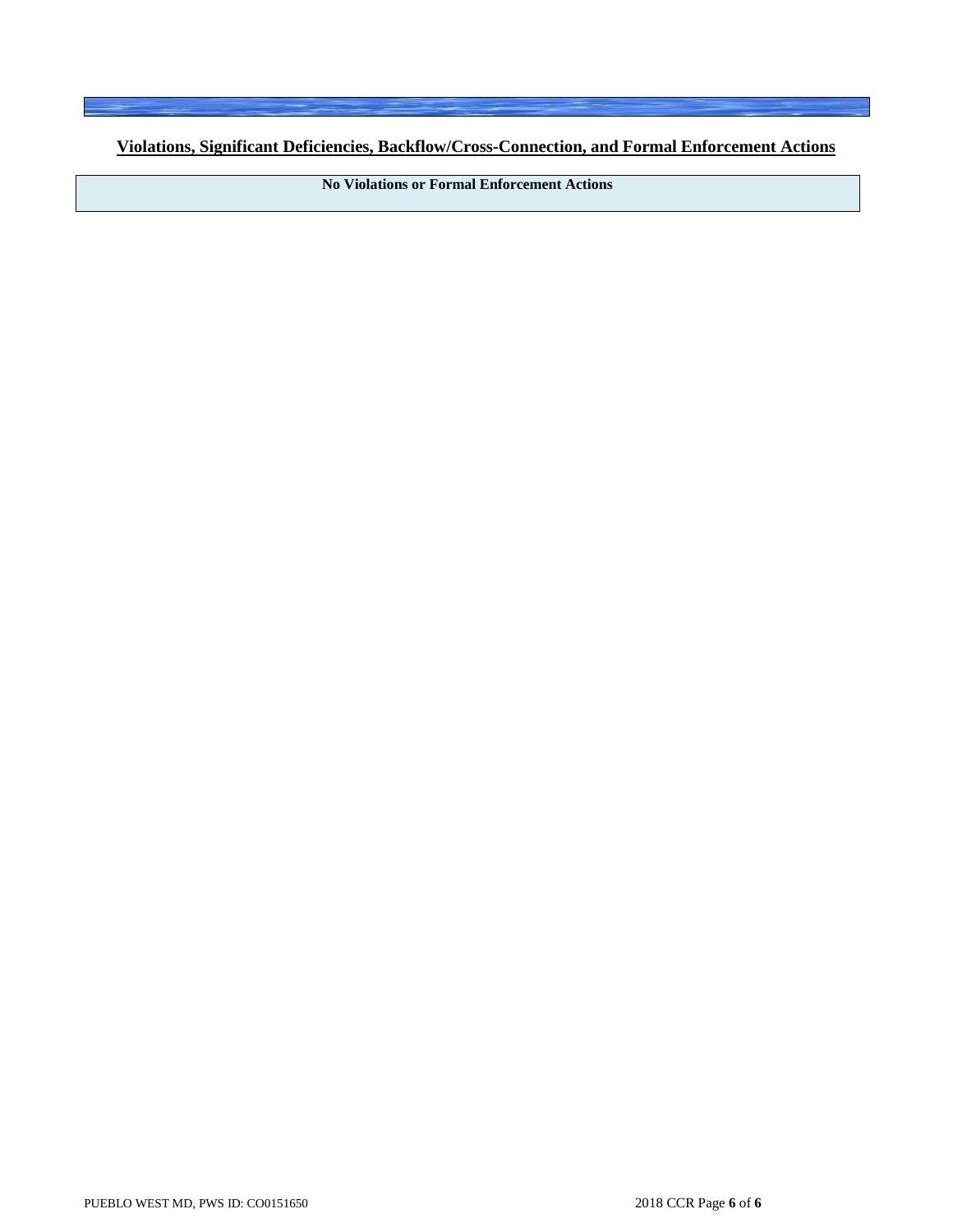## Violations, Significant Deficiencies, Backflow/Cross-Connection, and Formal Enforcement Actions

| No Violations or Formal Enforcement Actions |
| --- |